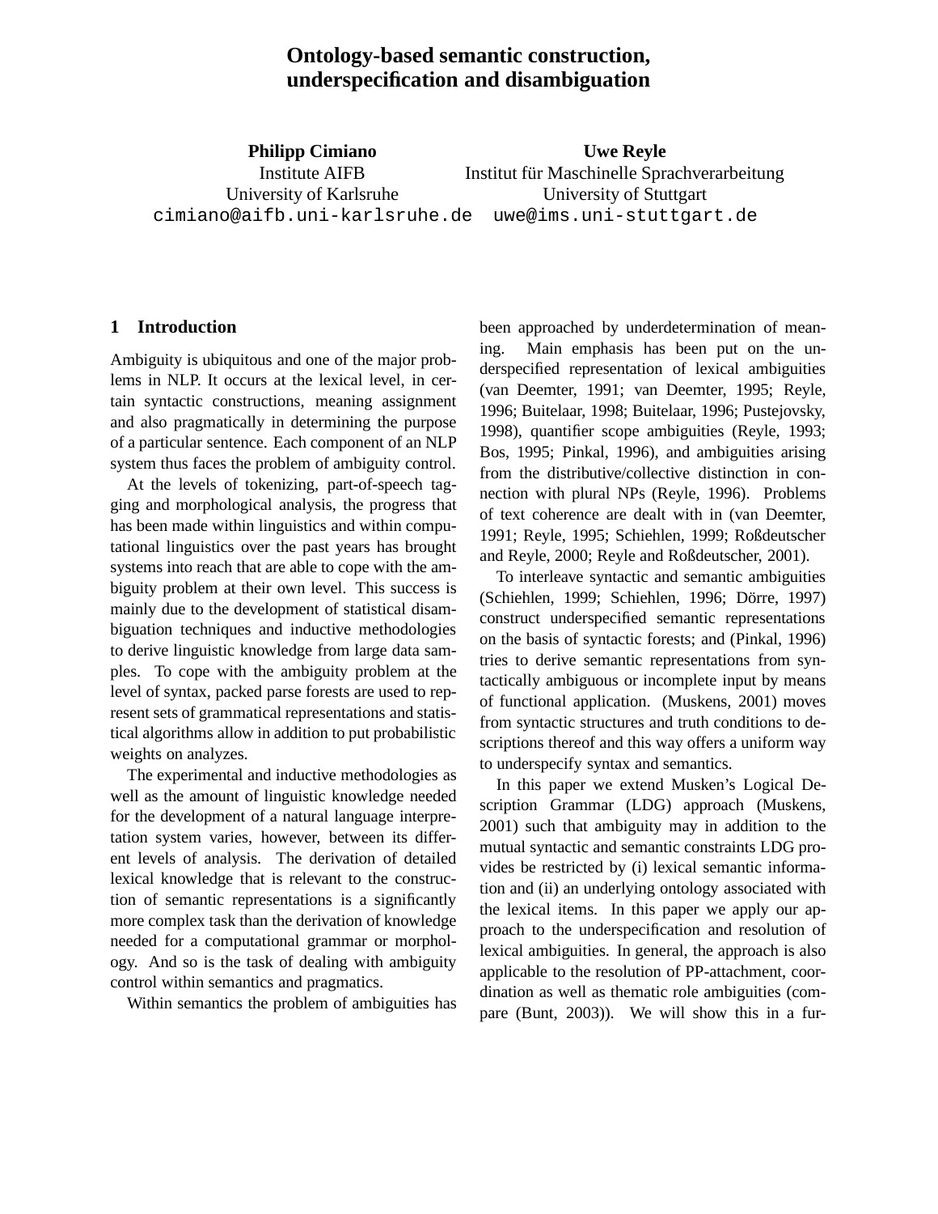# Ontology-based semantic construction, underspecification and disambiguation

**Philipp Cimiano**
Institute AIFB
University of Karlsruhe
cimiano@aifb.uni-karlsruhe.de

**Uwe Reyle**
Institut für Maschinelle Sprachverarbeitung
University of Stuttgart
uwe@ims.uni-stuttgart.de

## 1 Introduction

Ambiguity is ubiquitous and one of the major problems in NLP. It occurs at the lexical level, in certain syntactic constructions, meaning assignment and also pragmatically in determining the purpose of a particular sentence. Each component of an NLP system thus faces the problem of ambiguity control.

At the levels of tokenizing, part-of-speech tagging and morphological analysis, the progress that has been made within linguistics and within computational linguistics over the past years has brought systems into reach that are able to cope with the ambiguity problem at their own level. This success is mainly due to the development of statistical disambiguation techniques and inductive methodologies to derive linguistic knowledge from large data samples. To cope with the ambiguity problem at the level of syntax, packed parse forests are used to represent sets of grammatical representations and statistical algorithms allow in addition to put probabilistic weights on analyzes.

The experimental and inductive methodologies as well as the amount of linguistic knowledge needed for the development of a natural language interpretation system varies, however, between its different levels of analysis. The derivation of detailed lexical knowledge that is relevant to the construction of semantic representations is a significantly more complex task than the derivation of knowledge needed for a computational grammar or morphology. And so is the task of dealing with ambiguity control within semantics and pragmatics.

Within semantics the problem of ambiguities has been approached by underdetermination of meaning. Main emphasis has been put on the underspecified representation of lexical ambiguities (van Deemter, 1991; van Deemter, 1995; Reyle, 1996; Buitelaar, 1998; Buitelaar, 1996; Pustejovsky, 1998), quantifier scope ambiguities (Reyle, 1993; Bos, 1995; Pinkal, 1996), and ambiguities arising from the distributive/collective distinction in connection with plural NPs (Reyle, 1996). Problems of text coherence are dealt with in (van Deemter, 1991; Reyle, 1995; Schiehlen, 1999; Roßdeutscher and Reyle, 2000; Reyle and Roßdeutscher, 2001).

To interleave syntactic and semantic ambiguities (Schiehlen, 1999; Schiehlen, 1996; Dörre, 1997) construct underspecified semantic representations on the basis of syntactic forests; and (Pinkal, 1996) tries to derive semantic representations from syntactically ambiguous or incomplete input by means of functional application. (Muskens, 2001) moves from syntactic structures and truth conditions to descriptions thereof and this way offers a uniform way to underspecify syntax and semantics.

In this paper we extend Musken's Logical Description Grammar (LDG) approach (Muskens, 2001) such that ambiguity may in addition to the mutual syntactic and semantic constraints LDG provides be restricted by (i) lexical semantic information and (ii) an underlying ontology associated with the lexical items. In this paper we apply our approach to the underspecification and resolution of lexical ambiguities. In general, the approach is also applicable to the resolution of PP-attachment, coordination as well as thematic role ambiguities (compare (Bunt, 2003)). We will show this in a fur-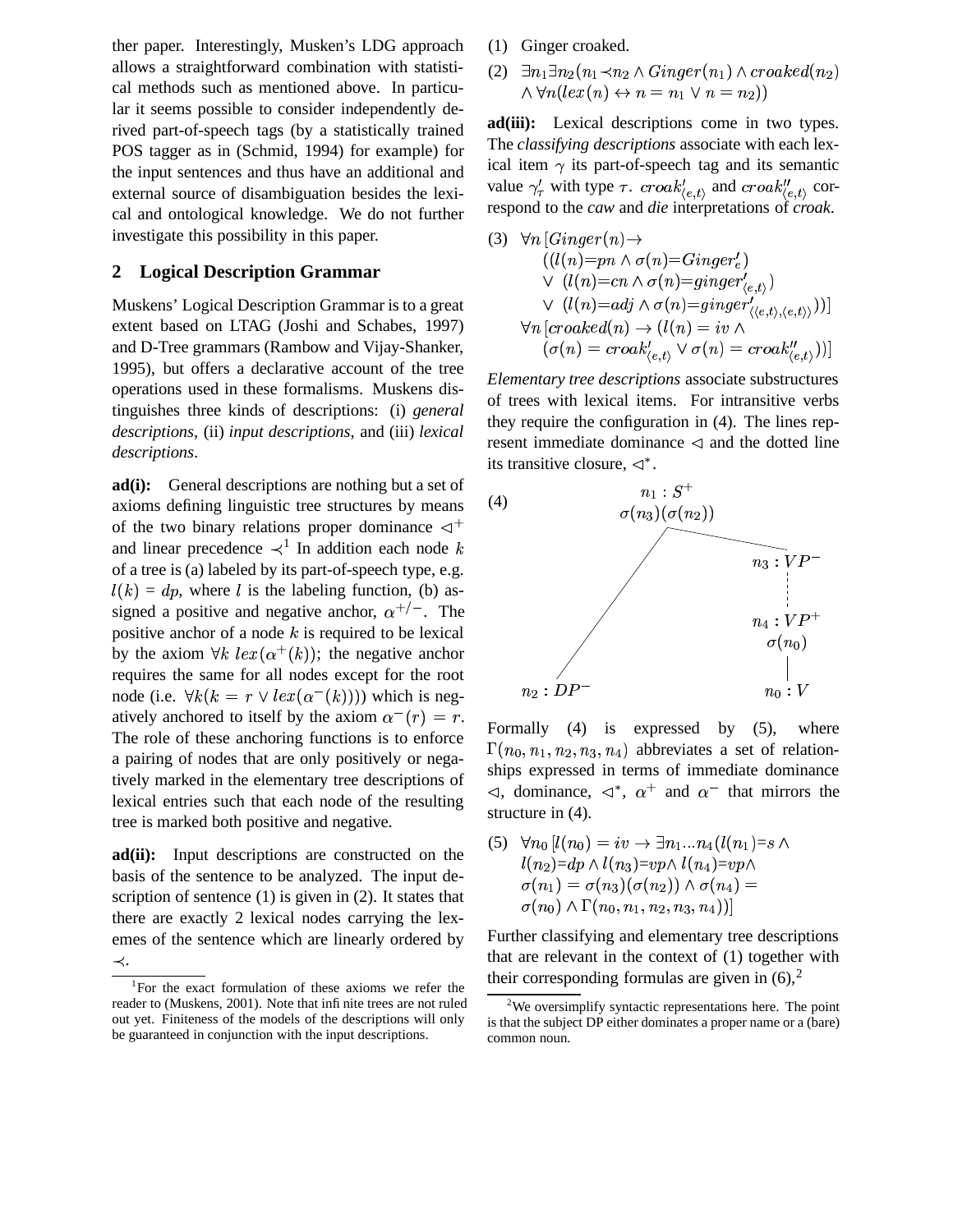ther paper. Interestingly, Musken's LDG approach allows a straightforward combination with statistical methods such as mentioned above. In particular it seems possible to consider independently derived part-of-speech tags (by a statistically trained POS tagger as in (Schmid, 1994) for example) for the input sentences and thus have an additional and external source of disambiguation besides the lexical and ontological knowledge. We do not further investigate this possibility in this paper.

## 2 Logical Description Grammar

Muskens' Logical Description Grammar is to a great extent based on LTAG (Joshi and Schabes, 1997) and D-Tree grammars (Rambow and Vijay-Shanker, 1995), but offers a declarative account of the tree operations used in these formalisms. Muskens distinguishes three kinds of descriptions: (i) *general descriptions*, (ii) *input descriptions*, and (iii) *lexical descriptions*.

**ad(i):** General descriptions are nothing but a set of axioms defining linguistic tree structures by means of the two binary relations proper dominance $\lhd^+$ and linear precedence $\prec$[1] In addition each node $k$ of a tree is (a) labeled by its part-of-speech type, e.g. $l(k) = dp$, where $l$ is the labeling function, (b) assigned a positive and negative anchor, $\alpha^{+/-}$. The positive anchor of a node $k$ is required to be lexical by the axiom $\forall k\ lex(\alpha^+(k))$; the negative anchor requires the same for all nodes except for the root node (i.e. $\forall k(k = r \vee lex(\alpha^-(k)))$) which is negatively anchored to itself by the axiom $\alpha^-(r) = r$. The role of these anchoring functions is to enforce a pairing of nodes that are only positively or negatively marked in the elementary tree descriptions of lexical entries such that each node of the resulting tree is marked both positive and negative.

**ad(ii):** Input descriptions are constructed on the basis of the sentence to be analyzed. The input description of sentence (1) is given in (2). It states that there are exactly 2 lexical nodes carrying the lexemes of the sentence which are linearly ordered by $\prec$.

(1) Ginger croaked.

(2) $\exists n_1 \exists n_2 (n_1 \prec n_2 \wedge Ginger(n_1) \wedge croaked(n_2) \wedge \forall n(lex(n) \leftrightarrow n = n_1 \vee n = n_2))$

**ad(iii):** Lexical descriptions come in two types. The *classifying descriptions* associate with each lexical item $\gamma$ its part-of-speech tag and its semantic value $\gamma'_\tau$ with type $\tau$. $croak'_{\langle e,t\rangle}$ and $croak''_{\langle e,t\rangle}$ correspond to the *caw* and *die* interpretations of *croak*.

(3) $$\forall n\,[Ginger(n) \rightarrow ((l(n){=}pn \wedge \sigma(n){=}Ginger'_e) \vee (l(n){=}cn \wedge \sigma(n){=}ginger'_{\langle e,t\rangle}) \vee (l(n){=}adj \wedge \sigma(n){=}ginger'_{\langle\langle e,t\rangle,\langle e,t\rangle\rangle}))]$$
$$\forall n\,[croaked(n) \rightarrow (l(n) = iv \wedge (\sigma(n) = croak'_{\langle e,t\rangle} \vee \sigma(n) = croak''_{\langle e,t\rangle}))]$$

*Elementary tree descriptions* associate substructures of trees with lexical items. For intransitive verbs they require the configuration in (4). The lines represent immediate dominance $\lhd$ and the dotted line its transitive closure, $\lhd^*$.

(4)
```
              n1 : S+
         σ(n3)(σ(n2))
          /         \
         /        n3 : VP−
        /            :
       /          n4 : VP+
      /            σ(n0)
     /               |
n2 : DP−          n0 : V
```

Formally (4) is expressed by (5), where $\Gamma(n_0, n_1, n_2, n_3, n_4)$ abbreviates a set of relationships expressed in terms of immediate dominance $\lhd$, dominance, $\lhd^*$, $\alpha^+$ and $\alpha^-$ that mirrors the structure in (4).

(5) $$\forall n_0\,[l(n_0) = iv \rightarrow \exists n_1 ... n_4 (l(n_1){=}s \wedge l(n_2){=}dp \wedge l(n_3){=}vp \wedge l(n_4){=}vp \wedge \sigma(n_1) = \sigma(n_3)(\sigma(n_2)) \wedge \sigma(n_4) = \sigma(n_0) \wedge \Gamma(n_0, n_1, n_2, n_3, n_4))]$$

Further classifying and elementary tree descriptions that are relevant in the context of (1) together with their corresponding formulas are given in (6),[2]

---

[1] For the exact formulation of these axioms we refer the reader to (Muskens, 2001). Note that infinite trees are not ruled out yet. Finiteness of the models of the descriptions will only be guaranteed in conjunction with the input descriptions.

[2] We oversimplify syntactic representations here. The point is that the subject DP either dominates a proper name or a (bare) common noun.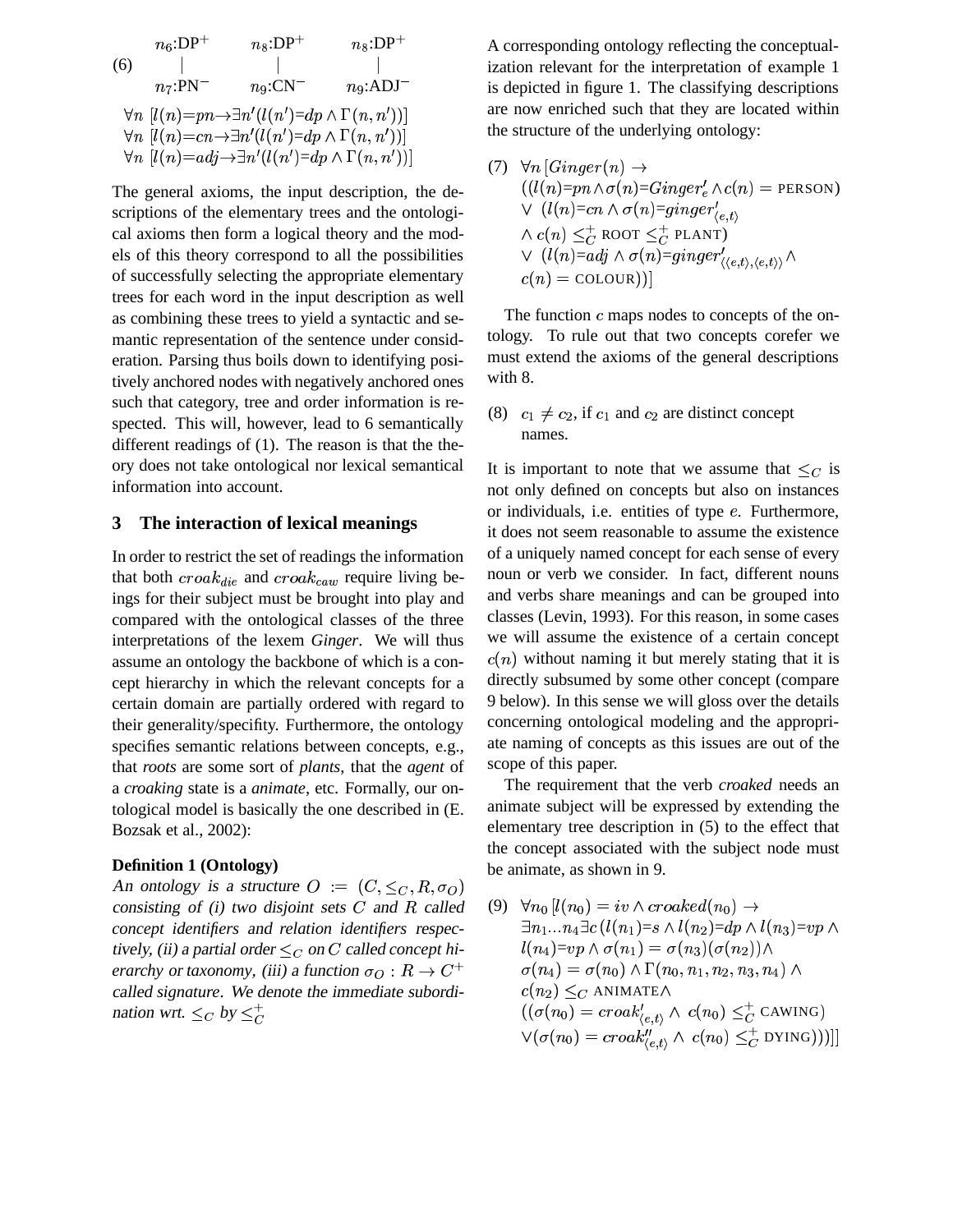(6)

$$\begin{array}{ccc} n_6\text{:DP}^+ & n_8\text{:DP}^+ & n_8\text{:DP}^+ \\ | & | & | \\ n_7\text{:PN}^- & n_9\text{:CN}^- & n_9\text{:ADJ}^- \end{array}$$

$$\forall n\ [l(n){=}pn {\rightarrow} \exists n'(l(n'){=}dp \wedge \Gamma(n,n'))]$$
$$\forall n\ [l(n){=}cn {\rightarrow} \exists n'(l(n'){=}dp \wedge \Gamma(n,n'))]$$
$$\forall n\ [l(n){=}adj {\rightarrow} \exists n'(l(n'){=}dp \wedge \Gamma(n,n'))]$$

The general axioms, the input description, the descriptions of the elementary trees and the ontological axioms then form a logical theory and the models of this theory correspond to all the possibilities of successfully selecting the appropriate elementary trees for each word in the input description as well as combining these trees to yield a syntactic and semantic representation of the sentence under consideration. Parsing thus boils down to identifying positively anchored nodes with negatively anchored ones such that category, tree and order information is respected. This will, however, lead to 6 semantically different readings of (1). The reason is that the theory does not take ontological nor lexical semantical information into account.

## 3 The interaction of lexical meanings

In order to restrict the set of readings the information that both $croak_{die}$ and $croak_{caw}$ require living beings for their subject must be brought into play and compared with the ontological classes of the three interpretations of the lexem *Ginger*. We will thus assume an ontology the backbone of which is a concept hierarchy in which the relevant concepts for a certain domain are partially ordered with regard to their generality/specifity. Furthermore, the ontology specifies semantic relations between concepts, e.g., that *roots* are some sort of *plants*, that the *agent* of a *croaking* state is a *animate*, etc. Formally, our ontological model is basically the one described in (E. Bozsak et al., 2002):

**Definition 1 (Ontology)**
*An ontology is a structure $O := (C, \leq_C, R, \sigma_O)$ consisting of (i) two disjoint sets $C$ and $R$ called concept identifiers and relation identifiers respectively, (ii) a partial order $\leq_C$ on $C$ called concept hierarchy or taxonomy, (iii) a function $\sigma_O : R \rightarrow C^+$ called signature. We denote the immediate subordination wrt. $\leq_C$ by $\leq_C^+$*

A corresponding ontology reflecting the conceptualization relevant for the interpretation of example 1 is depicted in figure 1. The classifying descriptions are now enriched such that they are located within the structure of the underlying ontology:

(7)
$$\begin{aligned} &\forall n\,[Ginger(n) \rightarrow \\ &((l(n){=}pn \wedge \sigma(n){=}Ginger'_e \wedge c(n) = \text{PERSON}) \\ &\vee\ (l(n){=}cn \wedge \sigma(n){=}ginger'_{\langle e,t\rangle} \\ &\wedge\ c(n) \leq_C^+ \text{ROOT} \leq_C^+ \text{PLANT}) \\ &\vee\ (l(n){=}adj \wedge \sigma(n){=}ginger'_{\langle\langle e,t\rangle,\langle e,t\rangle\rangle} \wedge \\ &c(n) = \text{COLOUR}))] \end{aligned}$$

The function $c$ maps nodes to concepts of the ontology. To rule out that two concepts corefer we must extend the axioms of the general descriptions with 8.

(8) $c_1 \neq c_2$, if $c_1$ and $c_2$ are distinct concept names.

It is important to note that we assume that $\leq_C$ is not only defined on concepts but also on instances or individuals, i.e. entities of type $e$. Furthermore, it does not seem reasonable to assume the existence of a uniquely named concept for each sense of every noun or verb we consider. In fact, different nouns and verbs share meanings and can be grouped into classes (Levin, 1993). For this reason, in some cases we will assume the existence of a certain concept $c(n)$ without naming it but merely stating that it is directly subsumed by some other concept (compare 9 below). In this sense we will gloss over the details concerning ontological modeling and the appropriate naming of concepts as this issues are out of the scope of this paper.

The requirement that the verb *croaked* needs an animate subject will be expressed by extending the elementary tree description in (5) to the effect that the concept associated with the subject node must be animate, as shown in 9.

(9)
$$\begin{aligned} &\forall n_0\,[l(n_0) = iv \wedge croaked(n_0) \rightarrow \\ &\exists n_1 ... n_4 \exists c\,(l(n_1){=}s \wedge l(n_2){=}dp \wedge l(n_3){=}vp \wedge \\ &l(n_4){=}vp \wedge \sigma(n_1) = \sigma(n_3)(\sigma(n_2)) \wedge \\ &\sigma(n_4) = \sigma(n_0) \wedge \Gamma(n_0, n_1, n_2, n_3, n_4) \wedge \\ &c(n_2) \leq_C \text{ANIMATE} \wedge \\ &((\sigma(n_0) = croak'_{\langle e,t\rangle} \wedge\ c(n_0) \leq_C^+ \text{CAWING}) \\ &\vee (\sigma(n_0) = croak''_{\langle e,t\rangle} \wedge\ c(n_0) \leq_C^+ \text{DYING})))] \end{aligned}$$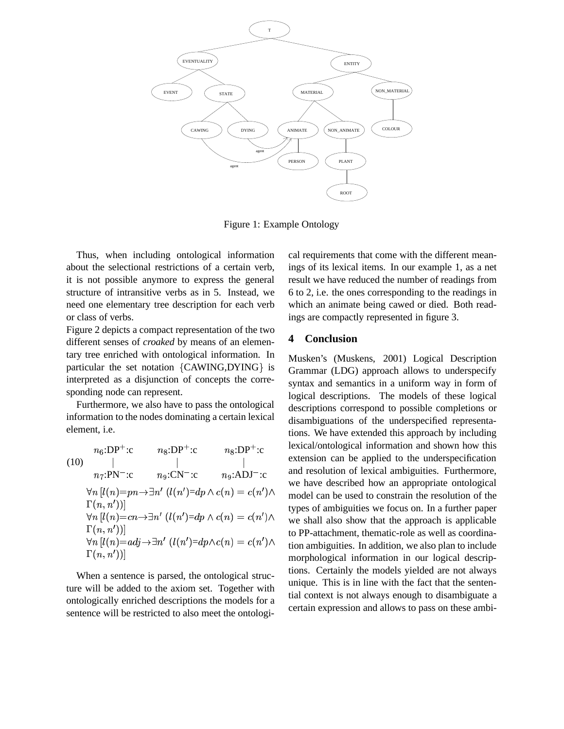Figure 1: Example Ontology

Thus, when including ontological information about the selectional restrictions of a certain verb, it is not possible anymore to express the general structure of intransitive verbs as in 5. Instead, we need one elementary tree description for each verb or class of verbs.

Figure 2 depicts a compact representation of the two different senses of *croaked* by means of an elementary tree enriched with ontological information. In particular the set notation {CAWING,DYING} is interpreted as a disjunction of concepts the corresponding node can represent.

Furthermore, we also have to pass the ontological information to the nodes dominating a certain lexical element, i.e.

(10)

$n_6$:DP$^+$:c &nbsp;&nbsp; $n_8$:DP$^+$:c &nbsp;&nbsp; $n_8$:DP$^+$:c

$n_7$:PN$^-$:c &nbsp;&nbsp; $n_9$:CN$^-$:c &nbsp;&nbsp; $n_9$:ADJ$^-$:c

$$\forall n\,[l(n){=}pn \rightarrow \exists n'\ (l(n'){=}dp \wedge c(n) = c(n') \wedge \Gamma(n,n'))]$$
$$\forall n\,[l(n){=}cn \rightarrow \exists n'\ (l(n'){=}dp \wedge c(n) = c(n') \wedge \Gamma(n,n'))]$$
$$\forall n\,[l(n){=}adj \rightarrow \exists n'\ (l(n'){=}dp \wedge c(n) = c(n') \wedge \Gamma(n,n'))]$$

When a sentence is parsed, the ontological structure will be added to the axiom set. Together with ontologically enriched descriptions the models for a sentence will be restricted to also meet the ontological requirements that come with the different meanings of its lexical items. In our example 1, as a net result we have reduced the number of readings from 6 to 2, i.e. the ones corresponding to the readings in which an animate being cawed or died. Both readings are compactly represented in figure 3.

## 4 Conclusion

Musken's (Muskens, 2001) Logical Description Grammar (LDG) approach allows to underspecify syntax and semantics in a uniform way in form of logical descriptions. The models of these logical descriptions correspond to possible completions or disambiguations of the underspecified representations. We have extended this approach by including lexical/ontological information and shown how this extension can be applied to the underspecification and resolution of lexical ambiguities. Furthermore, we have described how an appropriate ontological model can be used to constrain the resolution of the types of ambiguities we focus on. In a further paper we shall also show that the approach is applicable to PP-attachment, thematic-role as well as coordination ambiguities. In addition, we also plan to include morphological information in our logical descriptions. Certainly the models yielded are not always unique. This is in line with the fact that the sentential context is not always enough to disambiguate a certain expression and allows to pass on these ambi-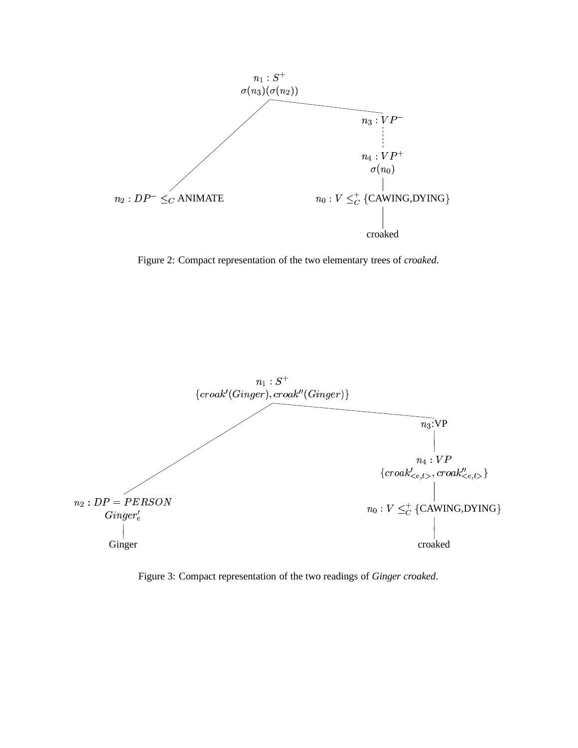$n_1 : S^+$

$\sigma(n_3)(\sigma(n_2))$

$n_3 : VP^-$

$n_4 : VP^+$

$\sigma(n_0)$

$n_2 : DP^- \leq_C$ ANIMATE

$n_0 : V \leq_C^+$ {CAWING,DYING}

croaked

Figure 2: Compact representation of the two elementary trees of *croaked*.

$n_1 : S^+$

$\{croak'(Ginger), croak''(Ginger)\}$

$n_3$:VP

$n_4 : VP$

$\{croak'_{<e,t>}, croak''_{<e,t>}\}$

$n_2 : DP = PERSON$

$Ginger'_e$

$n_0 : V \leq_C^+$ {CAWING,DYING}

Ginger

croaked

Figure 3: Compact representation of the two readings of *Ginger croaked*.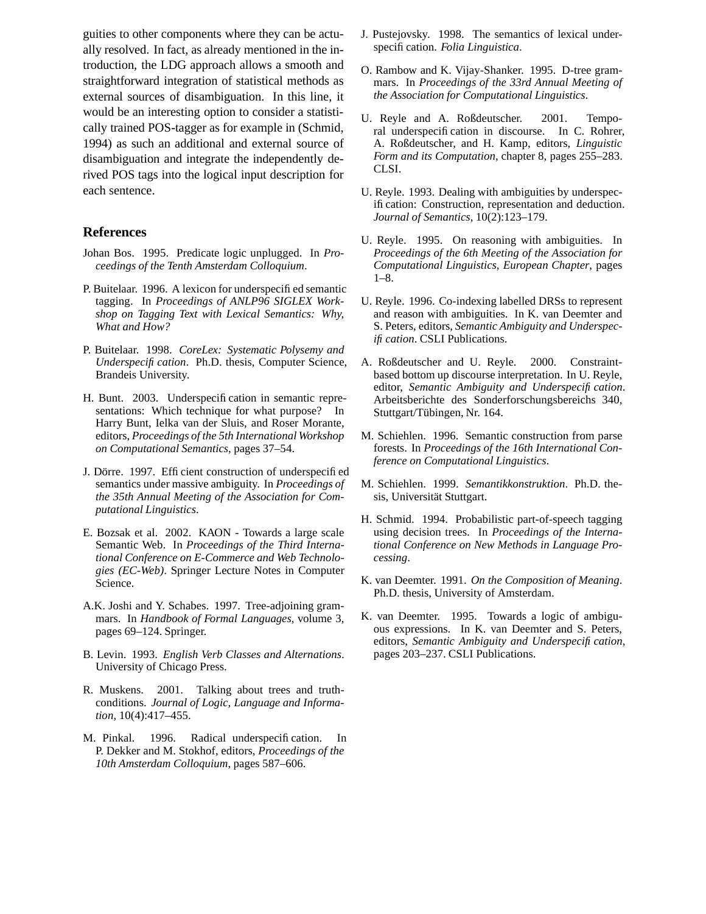guities to other components where they can be actually resolved. In fact, as already mentioned in the introduction, the LDG approach allows a smooth and straightforward integration of statistical methods as external sources of disambiguation. In this line, it would be an interesting option to consider a statistically trained POS-tagger as for example in (Schmid, 1994) as such an additional and external source of disambiguation and integrate the independently derived POS tags into the logical input description for each sentence.

## References

Johan Bos. 1995. Predicate logic unplugged. In *Proceedings of the Tenth Amsterdam Colloquium*.

P. Buitelaar. 1996. A lexicon for underspecified semantic tagging. In *Proceedings of ANLP96 SIGLEX Workshop on Tagging Text with Lexical Semantics: Why, What and How?*

P. Buitelaar. 1998. *CoreLex: Systematic Polysemy and Underspecification*. Ph.D. thesis, Computer Science, Brandeis University.

H. Bunt. 2003. Underspecification in semantic representations: Which technique for what purpose? In Harry Bunt, Ielka van der Sluis, and Roser Morante, editors, *Proceedings of the 5th International Workshop on Computational Semantics*, pages 37–54.

J. Dörre. 1997. Efficient construction of underspecified semantics under massive ambiguity. In *Proceedings of the 35th Annual Meeting of the Association for Computational Linguistics*.

E. Bozsak et al. 2002. KAON - Towards a large scale Semantic Web. In *Proceedings of the Third International Conference on E-Commerce and Web Technologies (EC-Web)*. Springer Lecture Notes in Computer Science.

A.K. Joshi and Y. Schabes. 1997. Tree-adjoining grammars. In *Handbook of Formal Languages*, volume 3, pages 69–124. Springer.

B. Levin. 1993. *English Verb Classes and Alternations*. University of Chicago Press.

R. Muskens. 2001. Talking about trees and truth-conditions. *Journal of Logic, Language and Information*, 10(4):417–455.

M. Pinkal. 1996. Radical underspecification. In P. Dekker and M. Stokhof, editors, *Proceedings of the 10th Amsterdam Colloquium*, pages 587–606.

J. Pustejovsky. 1998. The semantics of lexical underspecification. *Folia Linguistica*.

O. Rambow and K. Vijay-Shanker. 1995. D-tree grammars. In *Proceedings of the 33rd Annual Meeting of the Association for Computational Linguistics*.

U. Reyle and A. Roßdeutscher. 2001. Temporal underspecification in discourse. In C. Rohrer, A. Roßdeutscher, and H. Kamp, editors, *Linguistic Form and its Computation*, chapter 8, pages 255–283. CLSI.

U. Reyle. 1993. Dealing with ambiguities by underspecification: Construction, representation and deduction. *Journal of Semantics*, 10(2):123–179.

U. Reyle. 1995. On reasoning with ambiguities. In *Proceedings of the 6th Meeting of the Association for Computational Linguistics, European Chapter*, pages 1–8.

U. Reyle. 1996. Co-indexing labelled DRSs to represent and reason with ambiguities. In K. van Deemter and S. Peters, editors, *Semantic Ambiguity and Underspecification*. CSLI Publications.

A. Roßdeutscher and U. Reyle. 2000. Constraint-based bottom up discourse interpretation. In U. Reyle, editor, *Semantic Ambiguity and Underspecification*. Arbeitsberichte des Sonderforschungsbereichs 340, Stuttgart/Tübingen, Nr. 164.

M. Schiehlen. 1996. Semantic construction from parse forests. In *Proceedings of the 16th International Conference on Computational Linguistics*.

M. Schiehlen. 1999. *Semantikkonstruktion*. Ph.D. thesis, Universität Stuttgart.

H. Schmid. 1994. Probabilistic part-of-speech tagging using decision trees. In *Proceedings of the International Conference on New Methods in Language Processing*.

K. van Deemter. 1991. *On the Composition of Meaning*. Ph.D. thesis, University of Amsterdam.

K. van Deemter. 1995. Towards a logic of ambiguous expressions. In K. van Deemter and S. Peters, editors, *Semantic Ambiguity and Underspecification*, pages 203–237. CSLI Publications.